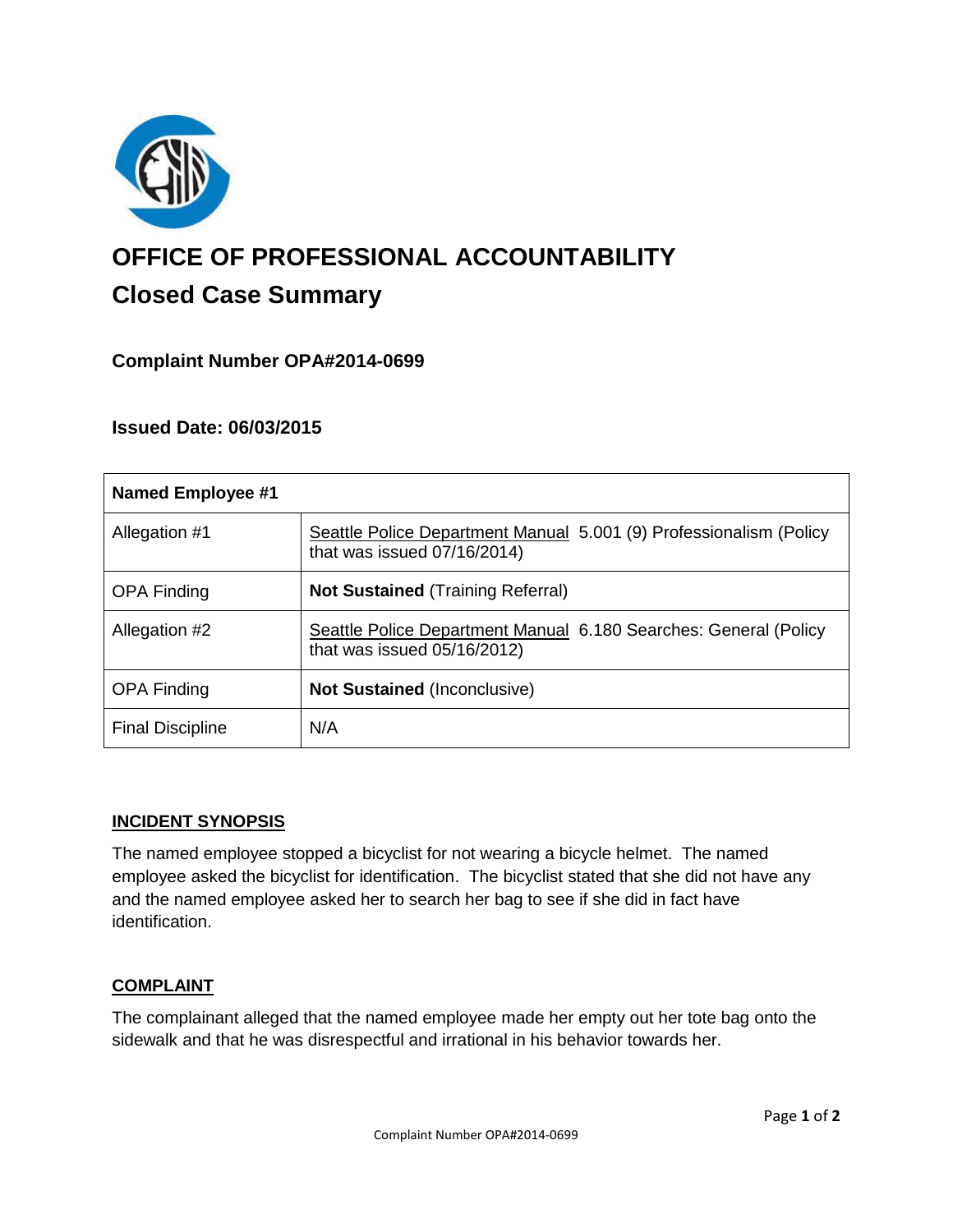# OFFICE OF PROFESSIONAL ACCOUNTABILITY

## Closed Case Summary

### Complaint Number OPA#2014-0699

### Issued Date: 06/03/2015

| Named Employee #1 | |
|---|---|
| Allegation #1 | Seattle Police Department Manual 5.001 (9) Professionalism (Policy that was issued 07/16/2014) |
| OPA Finding | **Not Sustained** (Training Referral) |
| Allegation #2 | Seattle Police Department Manual 6.180 Searches: General (Policy that was issued 05/16/2012) |
| OPA Finding | **Not Sustained** (Inconclusive) |
| Final Discipline | N/A |

## INCIDENT SYNOPSIS

The named employee stopped a bicyclist for not wearing a bicycle helmet. The named employee asked the bicyclist for identification. The bicyclist stated that she did not have any and the named employee asked her to search her bag to see if she did in fact have identification.

## COMPLAINT

The complainant alleged that the named employee made her empty out her tote bag onto the sidewalk and that he was disrespectful and irrational in his behavior towards her.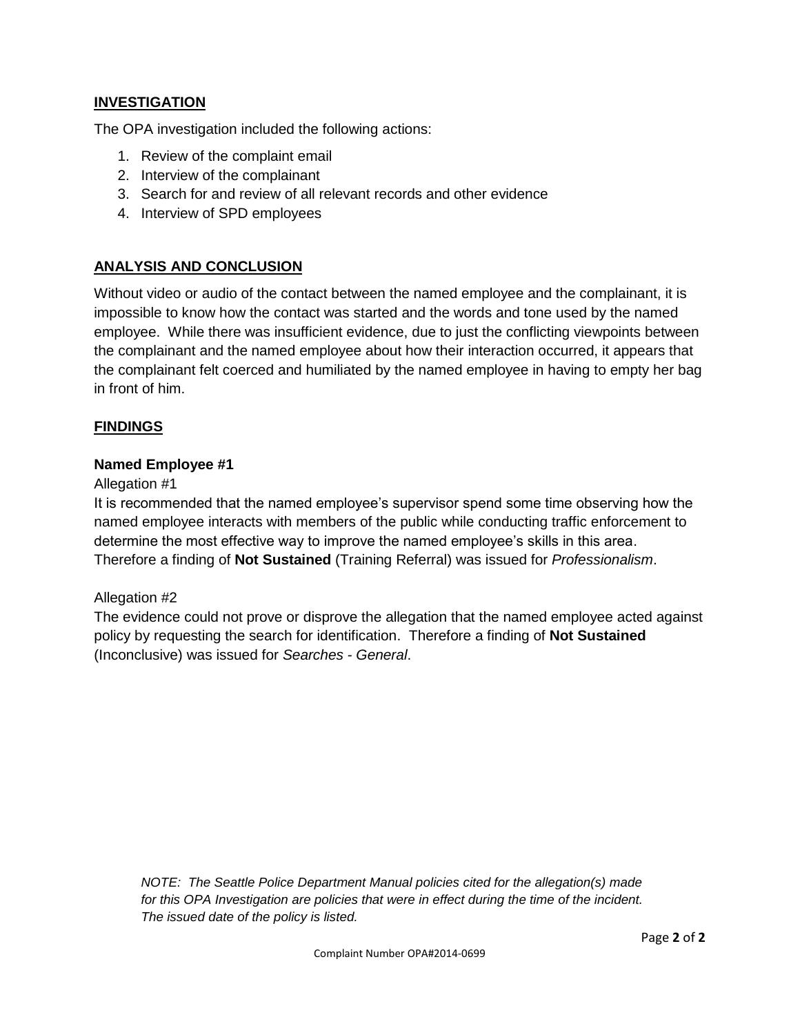## INVESTIGATION

The OPA investigation included the following actions:

1. Review of the complaint email
2. Interview of the complainant
3. Search for and review of all relevant records and other evidence
4. Interview of SPD employees

## ANALYSIS AND CONCLUSION

Without video or audio of the contact between the named employee and the complainant, it is impossible to know how the contact was started and the words and tone used by the named employee. While there was insufficient evidence, due to just the conflicting viewpoints between the complainant and the named employee about how their interaction occurred, it appears that the complainant felt coerced and humiliated by the named employee in having to empty her bag in front of him.

## FINDINGS

### Named Employee #1

Allegation #1

It is recommended that the named employee's supervisor spend some time observing how the named employee interacts with members of the public while conducting traffic enforcement to determine the most effective way to improve the named employee's skills in this area. Therefore a finding of **Not Sustained** (Training Referral) was issued for *Professionalism*.

Allegation #2

The evidence could not prove or disprove the allegation that the named employee acted against policy by requesting the search for identification. Therefore a finding of **Not Sustained** (Inconclusive) was issued for *Searches - General*.

*NOTE: The Seattle Police Department Manual policies cited for the allegation(s) made for this OPA Investigation are policies that were in effect during the time of the incident. The issued date of the policy is listed.*

Complaint Number OPA#2014-0699